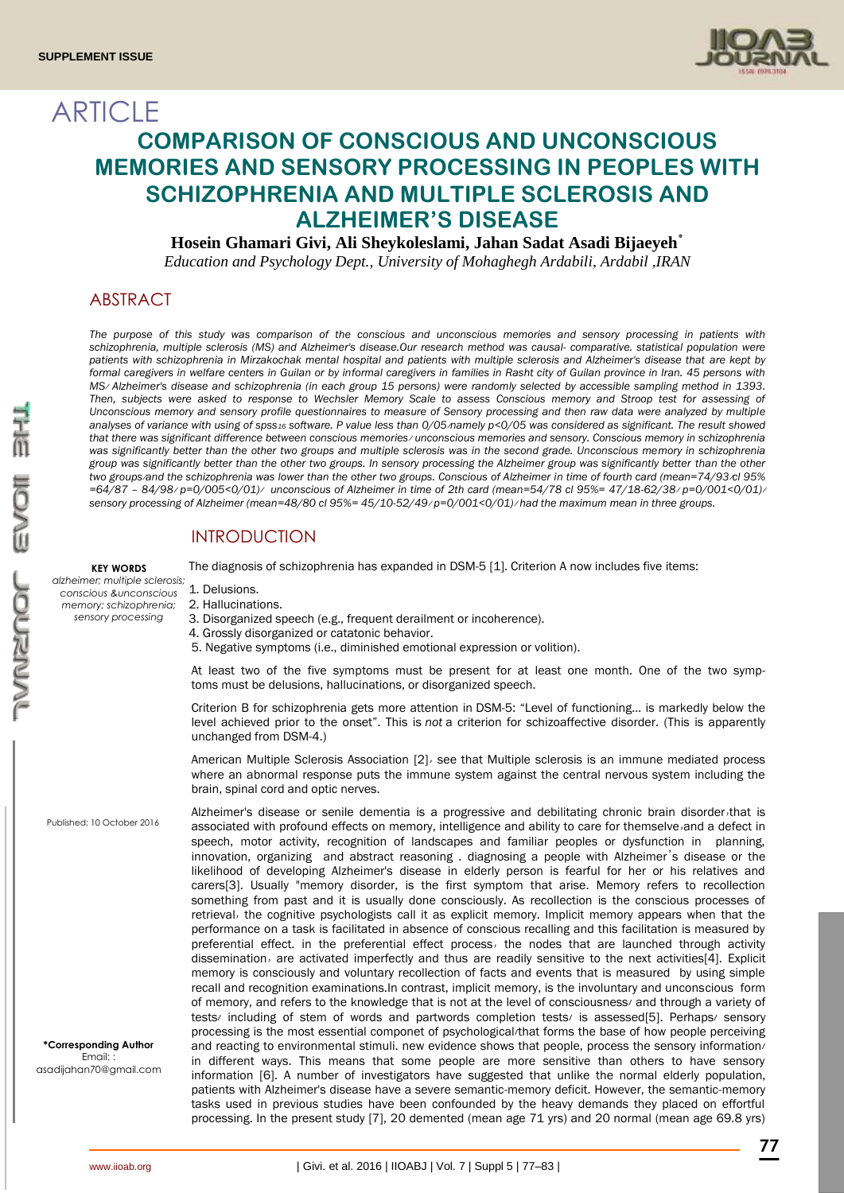# ARTICLE

# COMPARISON OF CONSCIOUS AND UNCONSCIOUS MEMORIES AND SENSORY PROCESSING IN PEOPLES WITH SCHIZOPHRENIA AND MULTIPLE SCLEROSIS AND ALZHEIMER'S DISEASE

**Hosein Ghamari Givi, Ali Sheykoleslami, Jahan Sadat Asadi Bijaeyeh***

*Education and Psychology Dept., University of Mohaghegh Ardabili, Ardabil ,IRAN*

## ABSTRACT

*The purpose of this study was comparison of the conscious and unconscious memories and sensory processing in patients with schizophrenia, multiple sclerosis (MS) and Alzheimer's disease.Our research method was causal- comparative. statistical population were patients with schizophrenia in Mirzakochak mental hospital and patients with multiple sclerosis and Alzheimer's disease that are kept by formal caregivers in welfare centers in Guilan or by informal caregivers in families in Rasht city of Guilan province in Iran. 45 persons with MS، Alzheimer's disease and schizophrenia (in each group 15 persons) were randomly selected by accessible sampling method in 1393. Then, subjects were asked to response to Wechsler Memory Scale to assess Conscious memory and Stroop test for assessing of Unconscious memory and sensory profile questionnaires to measure of Sensory processing and then raw data were analyzed by multiple analyses of variance with using of spss16 software. P value less than 0/05،namely p<0/05 was considered as significant. The result showed that there was significant difference between conscious memories، unconscious memories and sensory. Conscious memory in schizophrenia was significantly better than the other two groups and multiple sclerosis was in the second grade. Unconscious memory in schizophrenia group was significantly better than the other two groups. In sensory processing the Alzheimer group was significantly better than the other two groups،and the schizophrenia was lower than the other two groups. Conscious of Alzheimer in time of fourth card (mean=74/93،cl 95% =64/87 – 84/98، p=0/005<0/01)، unconscious of Alzheimer in time of 2th card (mean=54/78 cl 95%= 47/18-62/38، p=0/001<0/01)، sensory processing of Alzheimer (mean=48/80 cl 95%= 45/10-52/49، p=0/001<0/01)، had the maximum mean in three groups.*

**KEY WORDS**
*alzheimer; multiple sclerosis; conscious &unconscious memory; schizophrenia; sensory processing*

Published: 10 October 2016

**\*Corresponding Author**
Email: : asadijahan70@gmail.com

## INTRODUCTION

The diagnosis of schizophrenia has expanded in DSM-5 [1]. Criterion A now includes five items:

1. Delusions.
2. Hallucinations.
3. Disorganized speech (e.g., frequent derailment or incoherence).
4. Grossly disorganized or catatonic behavior.
5. Negative symptoms (i.e., diminished emotional expression or volition).

At least two of the five symptoms must be present for at least one month. One of the two symptoms must be delusions, hallucinations, or disorganized speech.

Criterion B for schizophrenia gets more attention in DSM-5: "Level of functioning… is markedly below the level achieved prior to the onset". This is *not* a criterion for schizoaffective disorder. (This is apparently unchanged from DSM-4.)

American Multiple Sclerosis Association [2]، see that Multiple sclerosis is an immune mediated process where an abnormal response puts the immune system against the central nervous system including the brain, spinal cord and optic nerves.

Alzheimer's disease or senile dementia is a progressive and debilitating chronic brain disorder،that is associated with profound effects on memory, intelligence and ability to care for themselve،and a defect in speech, motor activity, recognition of landscapes and familiar peoples or dysfunction in planning, innovation, organizing and abstract reasoning . diagnosing a people with Alzheimer's disease or the likelihood of developing Alzheimer's disease in elderly person is fearful for her or his relatives and carers[3]. Usually "memory disorder, is the first symptom that arise. Memory refers to recollection something from past and it is usually done consciously. As recollection is the conscious processes of retrieval، the cognitive psychologists call it as explicit memory. Implicit memory appears when that the performance on a task is facilitated in absence of conscious recalling and this facilitation is measured by preferential effect. in the preferential effect process، the nodes that are launched through activity dissemination، are activated imperfectly and thus are readily sensitive to the next activities[4]. Explicit memory is consciously and voluntary recollection of facts and events that is measured by using simple recall and recognition examinations.In contrast, implicit memory, is the involuntary and unconscious form of memory, and refers to the knowledge that is not at the level of consciousness، and through a variety of tests، including of stem of words and partwords completion tests، is assessed[5]. Perhaps، sensory processing is the most essential componet of psychological،that forms the base of how people perceiving and reacting to environmental stimuli. new evidence shows that people, process the sensory information، in different ways. This means that some people are more sensitive than others to have sensory information [6]. A number of investigators have suggested that unlike the normal elderly population, patients with Alzheimer's disease have a severe semantic-memory deficit. However, the semantic-memory tasks used in previous studies have been confounded by the heavy demands they placed on effortful processing. In the present study [7], 20 demented (mean age 71 yrs) and 20 normal (mean age 69.8 yrs)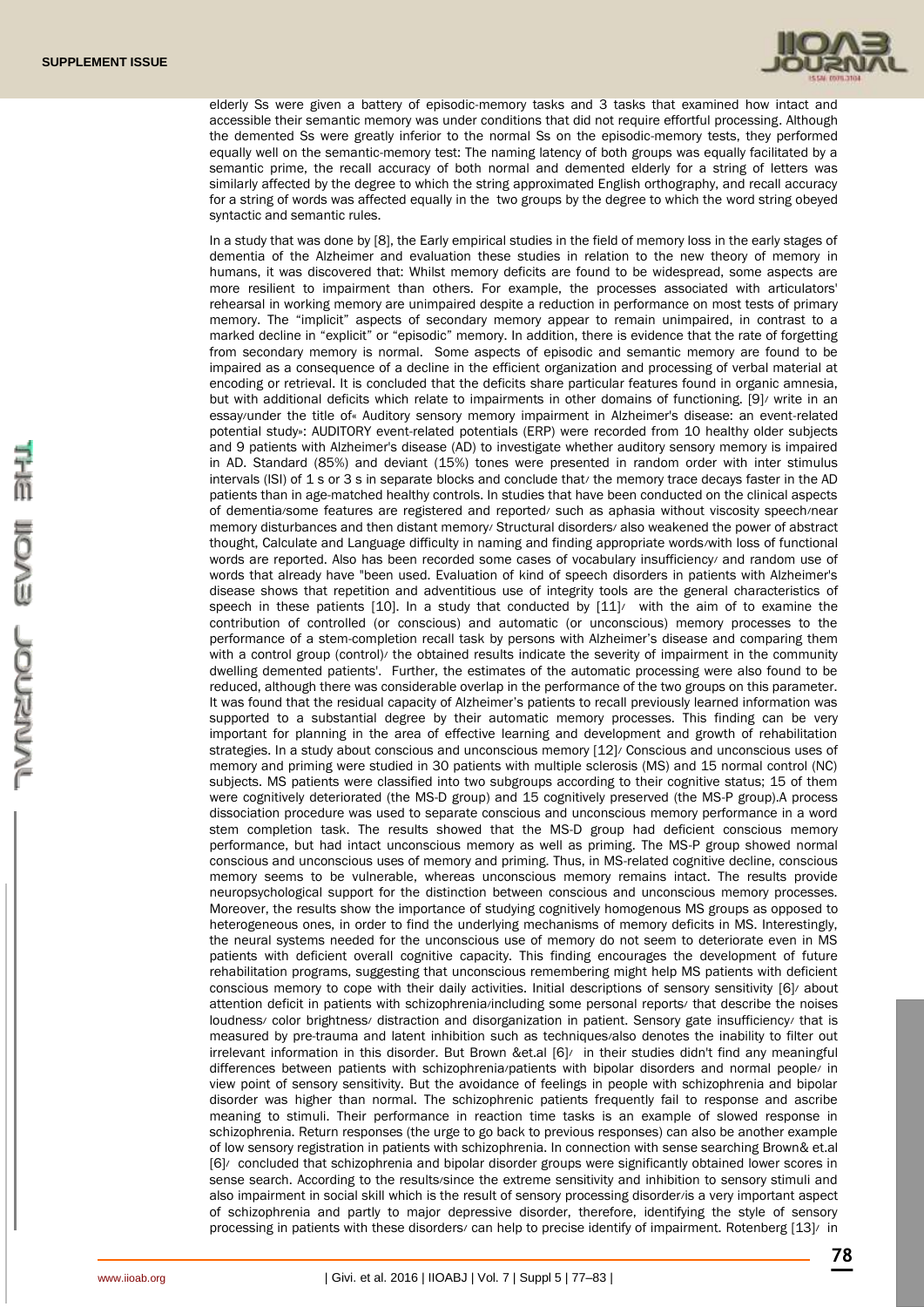elderly Ss were given a battery of episodic-memory tasks and 3 tasks that examined how intact and accessible their semantic memory was under conditions that did not require effortful processing. Although the demented Ss were greatly inferior to the normal Ss on the episodic-memory tests, they performed equally well on the semantic-memory test: The naming latency of both groups was equally facilitated by a semantic prime, the recall accuracy of both normal and demented elderly for a string of letters was similarly affected by the degree to which the string approximated English orthography, and recall accuracy for a string of words was affected equally in the two groups by the degree to which the word string obeyed syntactic and semantic rules.

In a study that was done by [8], the Early empirical studies in the field of memory loss in the early stages of dementia of the Alzheimer and evaluation these studies in relation to the new theory of memory in humans, it was discovered that: Whilst memory deficits are found to be widespread, some aspects are more resilient to impairment than others. For example, the processes associated with articulators' rehearsal in working memory are unimpaired despite a reduction in performance on most tests of primary memory. The "implicit" aspects of secondary memory appear to remain unimpaired, in contrast to a marked decline in "explicit" or "episodic" memory. In addition, there is evidence that the rate of forgetting from secondary memory is normal. Some aspects of episodic and semantic memory are found to be impaired as a consequence of a decline in the efficient organization and processing of verbal material at encoding or retrieval. It is concluded that the deficits share particular features found in organic amnesia, but with additional deficits which relate to impairments in other domains of functioning. [9]، write in an essay،under the title of« Auditory sensory memory impairment in Alzheimer's disease: an event-related potential study»: AUDITORY event-related potentials (ERP) were recorded from 10 healthy older subjects and 9 patients with Alzheimer's disease (AD) to investigate whether auditory sensory memory is impaired in AD. Standard (85%) and deviant (15%) tones were presented in random order with inter stimulus intervals (ISI) of 1 s or 3 s in separate blocks and conclude that، the memory trace decays faster in the AD patients than in age-matched healthy controls. In studies that have been conducted on the clinical aspects of dementia،some features are registered and reported، such as aphasia without viscosity speech،near memory disturbances and then distant memory، Structural disorders، also weakened the power of abstract thought, Calculate and Language difficulty in naming and finding appropriate words،with loss of functional words are reported. Also has been recorded some cases of vocabulary insufficiency، and random use of words that already have "been used. Evaluation of kind of speech disorders in patients with Alzheimer's disease shows that repetition and adventitious use of integrity tools are the general characteristics of speech in these patients [10]. In a study that conducted by [11]، with the aim of to examine the contribution of controlled (or conscious) and automatic (or unconscious) memory processes to the performance of a stem-completion recall task by persons with Alzheimer's disease and comparing them with a control group (control)، the obtained results indicate the severity of impairment in the community dwelling demented patients'. Further, the estimates of the automatic processing were also found to be reduced, although there was considerable overlap in the performance of the two groups on this parameter. It was found that the residual capacity of Alzheimer's patients to recall previously learned information was supported to a substantial degree by their automatic memory processes. This finding can be very important for planning in the area of effective learning and development and growth of rehabilitation strategies. In a study about conscious and unconscious memory [12]، Conscious and unconscious uses of memory and priming were studied in 30 patients with multiple sclerosis (MS) and 15 normal control (NC) subjects. MS patients were classified into two subgroups according to their cognitive status; 15 of them were cognitively deteriorated (the MS-D group) and 15 cognitively preserved (the MS-P group).A process dissociation procedure was used to separate conscious and unconscious memory performance in a word stem completion task. The results showed that the MS-D group had deficient conscious memory performance, but had intact unconscious memory as well as priming. The MS-P group showed normal conscious and unconscious uses of memory and priming. Thus, in MS-related cognitive decline, conscious memory seems to be vulnerable, whereas unconscious memory remains intact. The results provide neuropsychological support for the distinction between conscious and unconscious memory processes. Moreover, the results show the importance of studying cognitively homogenous MS groups as opposed to heterogeneous ones, in order to find the underlying mechanisms of memory deficits in MS. Interestingly, the neural systems needed for the unconscious use of memory do not seem to deteriorate even in MS patients with deficient overall cognitive capacity. This finding encourages the development of future rehabilitation programs, suggesting that unconscious remembering might help MS patients with deficient conscious memory to cope with their daily activities. Initial descriptions of sensory sensitivity [6]، about attention deficit in patients with schizophrenia،including some personal reports، that describe the noises loudness، color brightness، distraction and disorganization in patient. Sensory gate insufficiency، that is measured by pre-trauma and latent inhibition such as techniques،also denotes the inability to filter out irrelevant information in this disorder. But Brown &et.al [6]، in their studies didn't find any meaningful differences between patients with schizophrenia،patients with bipolar disorders and normal people، in view point of sensory sensitivity. But the avoidance of feelings in people with schizophrenia and bipolar disorder was higher than normal. The schizophrenic patients frequently fail to response and ascribe meaning to stimuli. Their performance in reaction time tasks is an example of slowed response in schizophrenia. Return responses (the urge to go back to previous responses) can also be another example of low sensory registration in patients with schizophrenia. In connection with sense searching Brown& et.al [6]، concluded that schizophrenia and bipolar disorder groups were significantly obtained lower scores in sense search. According to the results،since the extreme sensitivity and inhibition to sensory stimuli and also impairment in social skill which is the result of sensory processing disorder،is a very important aspect of schizophrenia and partly to major depressive disorder, therefore, identifying the style of sensory processing in patients with these disorders، can help to precise identify of impairment. Rotenberg [13]، in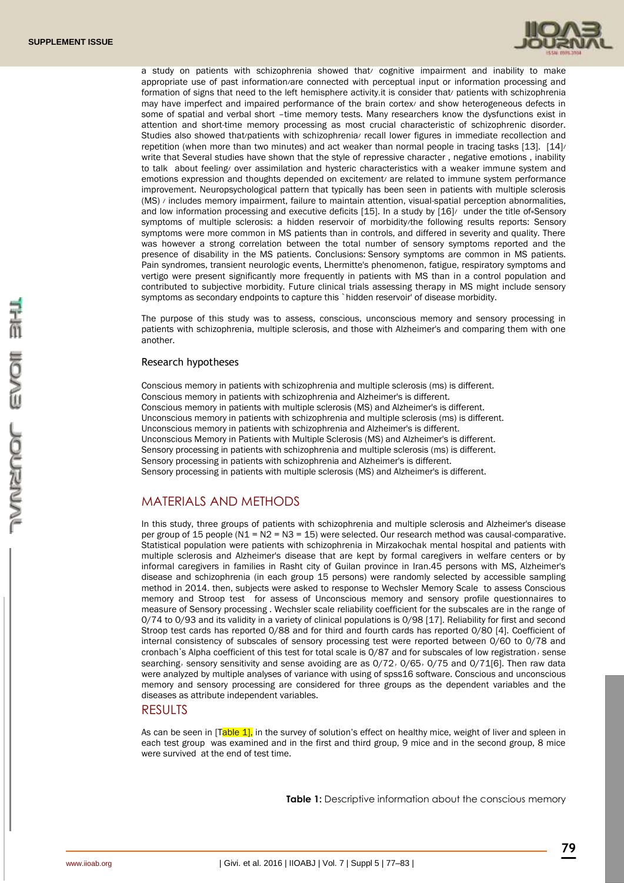a study on patients with schizophrenia showed that، cognitive impairment and inability to make appropriate use of past information،are connected with perceptual input or information processing and formation of signs that need to the left hemisphere activity.it is consider that، patients with schizophrenia may have imperfect and impaired performance of the brain cortex، and show heterogeneous defects in some of spatial and verbal short –time memory tests. Many researchers know the dysfunctions exist in attention and short-time memory processing as most crucial characteristic of schizophrenic disorder. Studies also showed that،patients with schizophrenia، recall lower figures in immediate recollection and repetition (when more than two minutes) and act weaker than normal people in tracing tasks [13]. [14]، write that Several studies have shown that the style of repressive character , negative emotions , inability to talk about feeling، over assimilation and hysteric characteristics with a weaker immune system and emotions expression and thoughts depended on excitement، are related to immune system performance improvement. Neuropsychological pattern that typically has been seen in patients with multiple sclerosis (MS) ، includes memory impairment, failure to maintain attention, visual-spatial perception abnormalities, and low information processing and executive deficits [15]. In a study by [16]، under the title of«Sensory symptoms of multiple sclerosis: a hidden reservoir of morbidity»the following results reports: Sensory symptoms were more common in MS patients than in controls, and differed in severity and quality. There was however a strong correlation between the total number of sensory symptoms reported and the presence of disability in the MS patients. Conclusions: Sensory symptoms are common in MS patients. Pain syndromes, transient neurologic events, Lhermitte's phenomenon, fatigue, respiratory symptoms and vertigo were present significantly more frequently in patients with MS than in a control population and contributed to subjective morbidity. Future clinical trials assessing therapy in MS might include sensory symptoms as secondary endpoints to capture this `hidden reservoir' of disease morbidity.

The purpose of this study was to assess, conscious, unconscious memory and sensory processing in patients with schizophrenia, multiple sclerosis, and those with Alzheimer's and comparing them with one another.

### Research hypotheses

Conscious memory in patients with schizophrenia and multiple sclerosis (ms) is different.
Conscious memory in patients with schizophrenia and Alzheimer's is different.
Conscious memory in patients with multiple sclerosis (MS) and Alzheimer's is different.
Unconscious memory in patients with schizophrenia and multiple sclerosis (ms) is different.
Unconscious memory in patients with schizophrenia and Alzheimer's is different.
Unconscious Memory in Patients with Multiple Sclerosis (MS) and Alzheimer's is different.
Sensory processing in patients with schizophrenia and multiple sclerosis (ms) is different.
Sensory processing in patients with schizophrenia and Alzheimer's is different.
Sensory processing in patients with multiple sclerosis (MS) and Alzheimer's is different.

## MATERIALS AND METHODS

In this study, three groups of patients with schizophrenia and multiple sclerosis and Alzheimer's disease per group of 15 people (N1 = N2 = N3 = 15) were selected. Our research method was causal-comparative. Statistical population were patients with schizophrenia in Mirzakochak mental hospital and patients with multiple sclerosis and Alzheimer's disease that are kept by formal caregivers in welfare centers or by informal caregivers in families in Rasht city of Guilan province in Iran.45 persons with MS, Alzheimer's disease and schizophrenia (in each group 15 persons) were randomly selected by accessible sampling method in 2014. then, subjects were asked to response to Wechsler Memory Scale to assess Conscious memory and Stroop test for assess of Unconscious memory and sensory profile questionnaires to measure of Sensory processing . Wechsler scale reliability coefficient for the subscales are in the range of 0/74 to 0/93 and its validity in a variety of clinical populations is 0/98 [17]. Reliability for first and second Stroop test cards has reported 0/88 and for third and fourth cards has reported 0/80 [4]. Coefficient of internal consistency of subscales of sensory processing test were reported between 0/60 to 0/78 and cronbach's Alpha coefficient of this test for total scale is 0/87 and for subscales of low registration، sense searching، sensory sensitivity and sense avoiding are as 0/72، 0/65، 0/75 and 0/71[6]. Then raw data were analyzed by multiple analyses of variance with using of spss16 software. Conscious and unconscious memory and sensory processing are considered for three groups as the dependent variables and the diseases as attribute independent variables.

## RESULTS

As can be seen in [Table 1], in the survey of solution's effect on healthy mice, weight of liver and spleen in each test group was examined and in the first and third group, 9 mice and in the second group, 8 mice were survived at the end of test time.

**Table 1:** Descriptive information about the conscious memory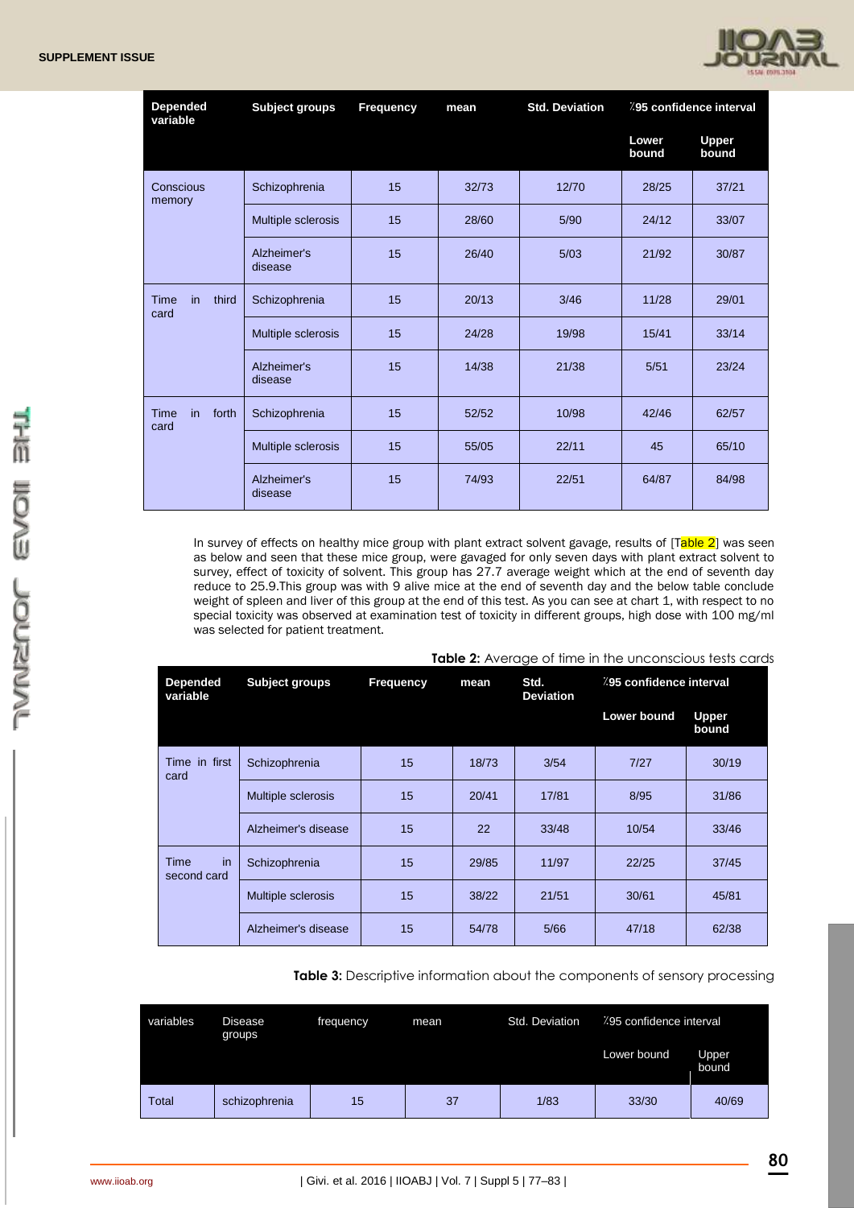| Depended variable | Subject groups | Frequency | mean | Std. Deviation | %95 confidence interval | |
|---|---|---|---|---|---|---|
| | | | | | Lower bound | Upper bound |
| Conscious memory | Schizophrenia | 15 | 32/73 | 12/70 | 28/25 | 37/21 |
| | Multiple sclerosis | 15 | 28/60 | 5/90 | 24/12 | 33/07 |
| | Alzheimer's disease | 15 | 26/40 | 5/03 | 21/92 | 30/87 |
| Time in third card | Schizophrenia | 15 | 20/13 | 3/46 | 11/28 | 29/01 |
| | Multiple sclerosis | 15 | 24/28 | 19/98 | 15/41 | 33/14 |
| | Alzheimer's disease | 15 | 14/38 | 21/38 | 5/51 | 23/24 |
| Time in forth card | Schizophrenia | 15 | 52/52 | 10/98 | 42/46 | 62/57 |
| | Multiple sclerosis | 15 | 55/05 | 22/11 | 45 | 65/10 |
| | Alzheimer's disease | 15 | 74/93 | 22/51 | 64/87 | 84/98 |

In survey of effects on healthy mice group with plant extract solvent gavage, results of [Table 2] was seen as below and seen that these mice group, were gavaged for only seven days with plant extract solvent to survey, effect of toxicity of solvent. This group has 27.7 average weight which at the end of seventh day reduce to 25.9.This group was with 9 alive mice at the end of seventh day and the below table conclude weight of spleen and liver of this group at the end of this test. As you can see at chart 1, with respect to no special toxicity was observed at examination test of toxicity in different groups, high dose with 100 mg/ml was selected for patient treatment.

**Table 2:** Average of time in the unconscious tests cards

| Depended variable | Subject groups | Frequency | mean | Std. Deviation | %95 confidence interval | |
|---|---|---|---|---|---|---|
| | | | | | Lower bound | Upper bound |
| Time in first card | Schizophrenia | 15 | 18/73 | 3/54 | 7/27 | 30/19 |
| | Multiple sclerosis | 15 | 20/41 | 17/81 | 8/95 | 31/86 |
| | Alzheimer's disease | 15 | 22 | 33/48 | 10/54 | 33/46 |
| Time in second card | Schizophrenia | 15 | 29/85 | 11/97 | 22/25 | 37/45 |
| | Multiple sclerosis | 15 | 38/22 | 21/51 | 30/61 | 45/81 |
| | Alzheimer's disease | 15 | 54/78 | 5/66 | 47/18 | 62/38 |

**Table 3:** Descriptive information about the components of sensory processing

| variables | Disease groups | frequency | mean | Std. Deviation | %95 confidence interval | |
|---|---|---|---|---|---|---|
| | | | | | Lower bound | Upper bound |
| Total | schizophrenia | 15 | 37 | 1/83 | 33/30 | 40/69 |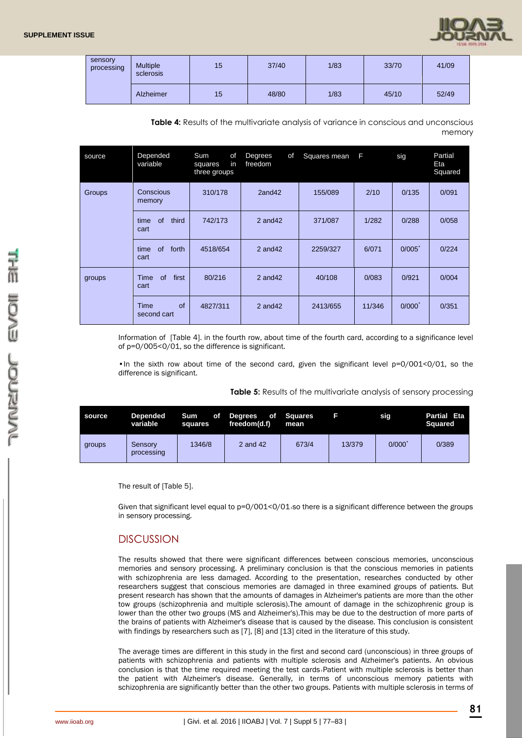| sensory processing | Multiple sclerosis | 15 | 37/40 | 1/83 | 33/70 | 41/09 |
|---|---|---|---|---|---|---|
| | Alzheimer | 15 | 48/80 | 1/83 | 45/10 | 52/49 |

**Table 4:** Results of the multivariate analysis of variance in conscious and unconscious memory

| source | Depended variable | Sum of squares in three groups | Degrees of freedom | Squares mean | F | sig | Partial Eta Squared |
|---|---|---|---|---|---|---|---|
| Groups | Conscious memory | 310/178 | 2and42 | 155/089 | 2/10 | 0/135 | 0/091 |
| | time of third cart | 742/173 | 2 and42 | 371/087 | 1/282 | 0/288 | 0/058 |
| | time of forth cart | 4518/654 | 2 and42 | 2259/327 | 6/071 | 0/005* | 0/224 |
| groups | Time of first cart | 80/216 | 2 and42 | 40/108 | 0/083 | 0/921 | 0/004 |
| | Time of second cart | 4827/311 | 2 and42 | 2413/655 | 11/346 | 0/000* | 0/351 |

Information of [Table 4]. in the fourth row, about time of the fourth card, according to a significance level of p=0/005<0/01, so the difference is significant.

•In the sixth row about time of the second card, given the significant level p=0/001<0/01, so the difference is significant.

**Table 5:** Results of the multivariate analysis of sensory processing

| source | Depended variable | Sum of squares | Degrees of freedom(d.f) | Squares mean | F | sig | Partial Eta Squared |
|---|---|---|---|---|---|---|---|
| groups | Sensory processing | 1346/8 | 2 and 42 | 673/4 | 13/379 | 0/000* | 0/389 |

The result of [Table 5].

Given that significant level equal to p=0/001<0/01،so there is a significant difference between the groups in sensory processing.

## DISCUSSION

The results showed that there were significant differences between conscious memories, unconscious memories and sensory processing. A preliminary conclusion is that the conscious memories in patients with schizophrenia are less damaged. According to the presentation, researches conducted by other researchers suggest that conscious memories are damaged in three examined groups of patients. But present research has shown that the amounts of damages in Alzheimer's patients are more than the other tow groups (schizophrenia and multiple sclerosis).The amount of damage in the schizophrenic group is lower than the other two groups (MS and Alzheimer's).This may be due to the destruction of more parts of the brains of patients with Alzheimer's disease that is caused by the disease. This conclusion is consistent with findings by researchers such as [7], [8] and [13] cited in the literature of this study.

The average times are different in this study in the first and second card (unconscious) in three groups of patients with schizophrenia and patients with multiple sclerosis and Alzheimer's patients. An obvious conclusion is that the time required meeting the test cards،Patient with multiple sclerosis is better than the patient with Alzheimer's disease. Generally, in terms of unconscious memory patients with schizophrenia are significantly better than the other two groups. Patients with multiple sclerosis in terms of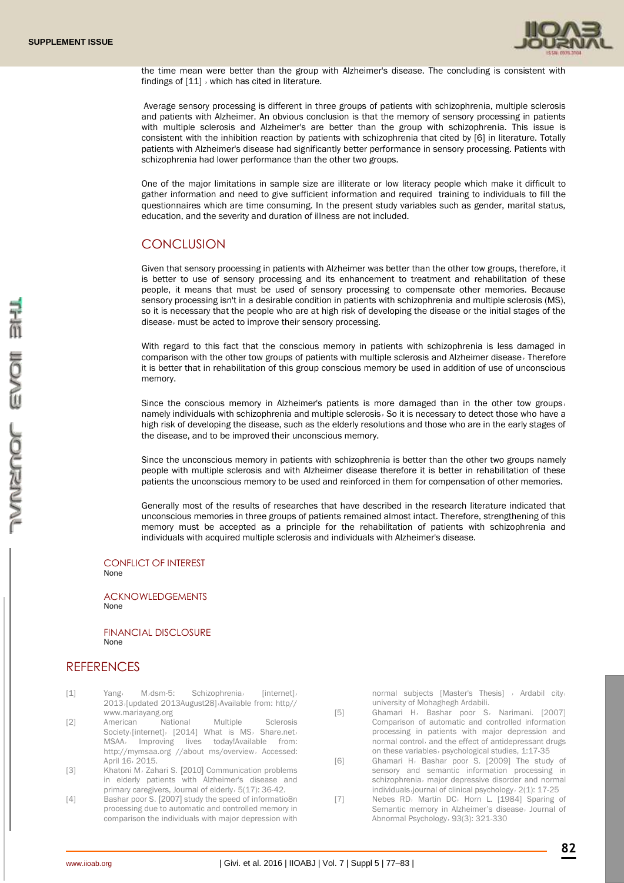the time mean were better than the group with Alzheimer's disease. The concluding is consistent with findings of [11] , which has cited in literature.

Average sensory processing is different in three groups of patients with schizophrenia, multiple sclerosis and patients with Alzheimer. An obvious conclusion is that the memory of sensory processing in patients with multiple sclerosis and Alzheimer's are better than the group with schizophrenia. This issue is consistent with the inhibition reaction by patients with schizophrenia that cited by [6] in literature. Totally patients with Alzheimer's disease had significantly better performance in sensory processing. Patients with schizophrenia had lower performance than the other two groups.

One of the major limitations in sample size are illiterate or low literacy people which make it difficult to gather information and need to give sufficient information and required training to individuals to fill the questionnaires which are time consuming. In the present study variables such as gender, marital status, education, and the severity and duration of illness are not included.

## CONCLUSION

Given that sensory processing in patients with Alzheimer was better than the other tow groups, therefore, it is better to use of sensory processing and its enhancement to treatment and rehabilitation of these people, it means that must be used of sensory processing to compensate other memories. Because sensory processing isn't in a desirable condition in patients with schizophrenia and multiple sclerosis (MS), so it is necessary that the people who are at high risk of developing the disease or the initial stages of the disease, must be acted to improve their sensory processing.

With regard to this fact that the conscious memory in patients with schizophrenia is less damaged in comparison with the other tow groups of patients with multiple sclerosis and Alzheimer disease, Therefore it is better that in rehabilitation of this group conscious memory be used in addition of use of unconscious memory.

Since the conscious memory in Alzheimer's patients is more damaged than in the other tow groups, namely individuals with schizophrenia and multiple sclerosis, So it is necessary to detect those who have a high risk of developing the disease, such as the elderly resolutions and those who are in the early stages of the disease, and to be improved their unconscious memory.

Since the unconscious memory in patients with schizophrenia is better than the other two groups namely people with multiple sclerosis and with Alzheimer disease therefore it is better in rehabilitation of these patients the unconscious memory to be used and reinforced in them for compensation of other memories.

Generally most of the results of researches that have described in the research literature indicated that unconscious memories in three groups of patients remained almost intact. Therefore, strengthening of this memory must be accepted as a principle for the rehabilitation of patients with schizophrenia and individuals with acquired multiple sclerosis and individuals with Alzheimer's disease.

### CONFLICT OF INTEREST

None

### ACKNOWLEDGEMENTS

None

### FINANCIAL DISCLOSURE

None

## REFERENCES

[1] Yang, M,dsm-5: Schizophrenia, [internet], 2013,[updated 2013August28],Available from: http// www.mariayang.org

[2] American National Multiple Sclerosis Society,[internet], [2014] What is MS, Share.net, MSAA, Improving lives today!Available from: http://mymsaa.org //about ms/overview, Accessed: April 16, 2015.

[3] Khatoni M, Zahari S. [2010] Communication problems in elderly patients with Alzheimer's disease and primary caregivers, Journal of elderly, 5(17): 36-42.

[4] Bashar poor S. [2007] study the speed of informatio8n processing due to automatic and controlled memory in comparison the individuals with major depression with normal subjects [Master's Thesis] , Ardabil city, university of Mohaghegh Ardabili.

[5] Ghamari H, Bashar poor S, Narimani. [2007] Comparison of automatic and controlled information processing in patients with major depression and normal control, and the effect of antidepressant drugs on these variables, psychological studies, 1:17-35

[6] Ghamari H, Bashar poor S. [2009] The study of sensory and semantic information processing in schizophrenia, major depressive disorder and normal individuals,journal of clinical psychology, 2(1): 17-25

[7] Nebes RD, Martin DC, Horn L. [1984] Sparing of Semantic memory in Alzheimer's disease, Journal of Abnormal Psychology, 93(3): 321-330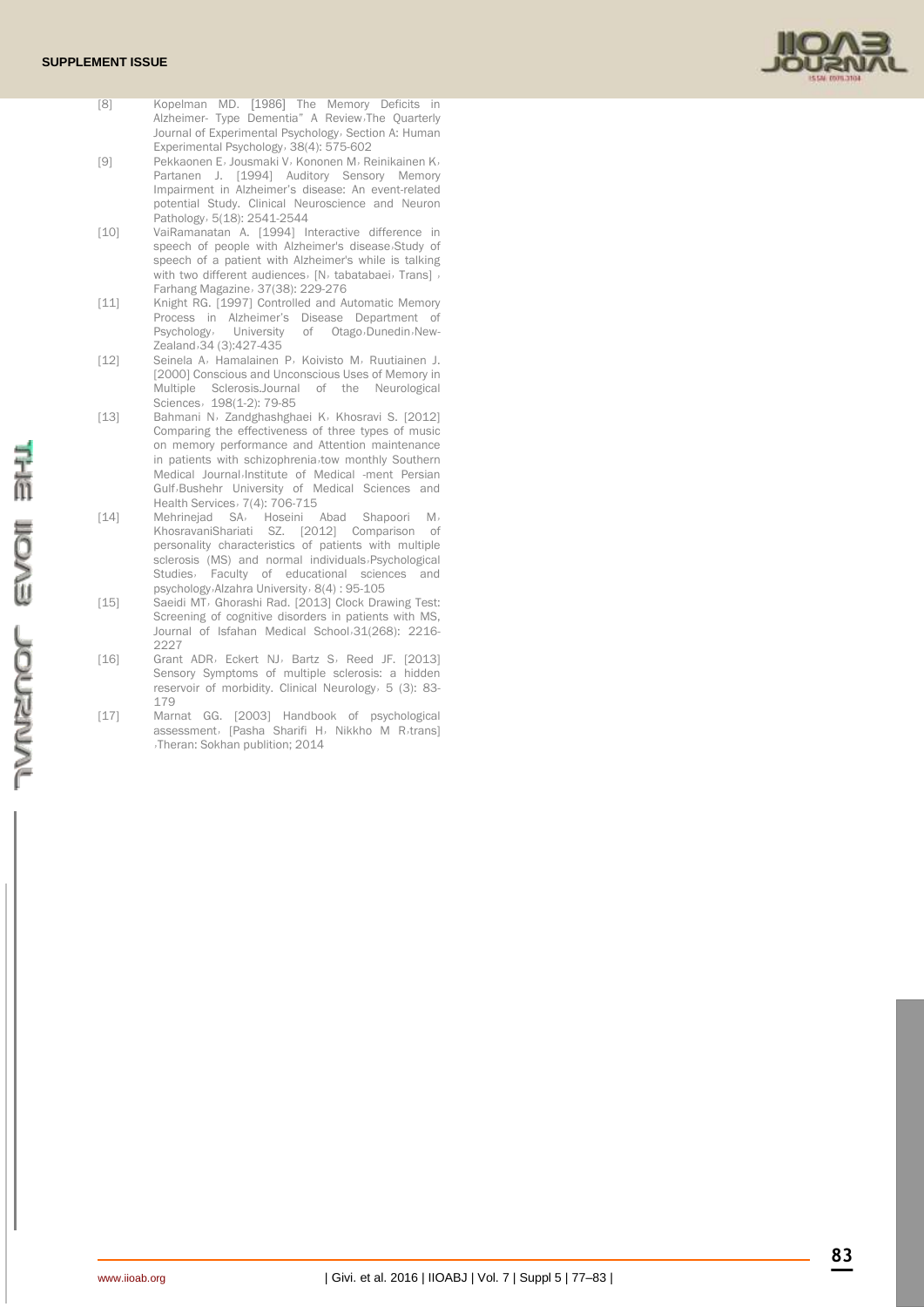[8] Kopelman MD. [1986] The Memory Deficits in Alzheimer- Type Dementia" A Review,The Quarterly Journal of Experimental Psychology, Section A: Human Experimental Psychology, 38(4): 575-602

[9] Pekkaonen E, Jousmaki V, Kononen M, Reinikainen K, Partanen J. [1994] Auditory Sensory Memory Impairment in Alzheimer's disease: An event-related potential Study. Clinical Neuroscience and Neuron Pathology, 5(18): 2541-2544

[10] VaiRamanatan A. [1994] Interactive difference in speech of people with Alzheimer's disease,Study of speech of a patient with Alzheimer's while is talking with two different audiences, [N, tabatabaei, Trans] , Farhang Magazine, 37(38): 229-276

[11] Knight RG. [1997] Controlled and Automatic Memory Process in Alzheimer's Disease Department of Psychology, University of Otago,Dunedin,New-Zealand,34 (3):427-435

[12] Seinela A, Hamalainen P, Koivisto M, Ruutiainen J. [2000] Conscious and Unconscious Uses of Memory in Multiple Sclerosis.Journal of the Neurological Sciences, 198(1-2): 79-85

[13] Bahmani N, Zandghashghaei K, Khosravi S. [2012] Comparing the effectiveness of three types of music on memory performance and Attention maintenance in patients with schizophrenia,tow monthly Southern Medical Journal,Institute of Medical -ment Persian Gulf,Bushehr University of Medical Sciences and Health Services, 7(4): 706-715

[14] Mehrinejad SA, Hoseini Abad Shapoori M, KhosravaniShariati SZ. [2012] Comparison of personality characteristics of patients with multiple sclerosis (MS) and normal individuals,Psychological Studies, Faculty of educational sciences and psychology,Alzahra University, 8(4) : 95-105

[15] Saeidi MT, Ghorashi Rad. [2013] Clock Drawing Test: Screening of cognitive disorders in patients with MS, Journal of Isfahan Medical School,31(268): 2216-2227

[16] Grant ADR, Eckert NJ, Bartz S, Reed JF. [2013] Sensory Symptoms of multiple sclerosis: a hidden reservoir of morbidity. Clinical Neurology, 5 (3): 83-179

[17] Marnat GG. [2003] Handbook of psychological assessment, [Pasha Sharifi H, Nikkho M R,trans] ,Theran: Sokhan publition; 2014